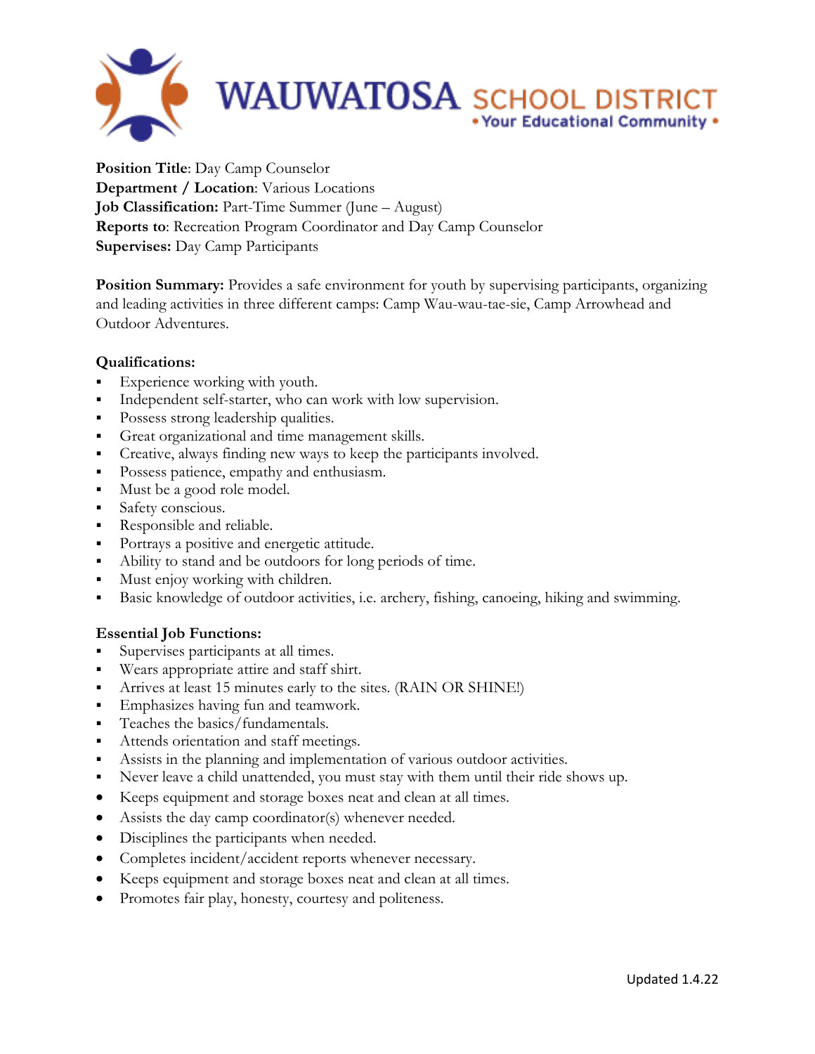# WAUWATOSA SCHOOL DISTRICT

• Your Educational Community •

**Position Title**: Day Camp Counselor
**Department / Location**: Various Locations
**Job Classification:** Part-Time Summer (June – August)
**Reports to**: Recreation Program Coordinator and Day Camp Counselor
**Supervises:** Day Camp Participants

**Position Summary:** Provides a safe environment for youth by supervising participants, organizing and leading activities in three different camps: Camp Wau-wau-tae-sie, Camp Arrowhead and Outdoor Adventures.

**Qualifications:**

- Experience working with youth.
- Independent self-starter, who can work with low supervision.
- Possess strong leadership qualities.
- Great organizational and time management skills.
- Creative, always finding new ways to keep the participants involved.
- Possess patience, empathy and enthusiasm.
- Must be a good role model.
- Safety conscious.
- Responsible and reliable.
- Portrays a positive and energetic attitude.
- Ability to stand and be outdoors for long periods of time.
- Must enjoy working with children.
- Basic knowledge of outdoor activities, i.e. archery, fishing, canoeing, hiking and swimming.

**Essential Job Functions:**

- Supervises participants at all times.
- Wears appropriate attire and staff shirt.
- Arrives at least 15 minutes early to the sites. (RAIN OR SHINE!)
- Emphasizes having fun and teamwork.
- Teaches the basics/fundamentals.
- Attends orientation and staff meetings.
- Assists in the planning and implementation of various outdoor activities.
- Never leave a child unattended, you must stay with them until their ride shows up.
- Keeps equipment and storage boxes neat and clean at all times.
- Assists the day camp coordinator(s) whenever needed.
- Disciplines the participants when needed.
- Completes incident/accident reports whenever necessary.
- Keeps equipment and storage boxes neat and clean at all times.
- Promotes fair play, honesty, courtesy and politeness.

Updated 1.4.22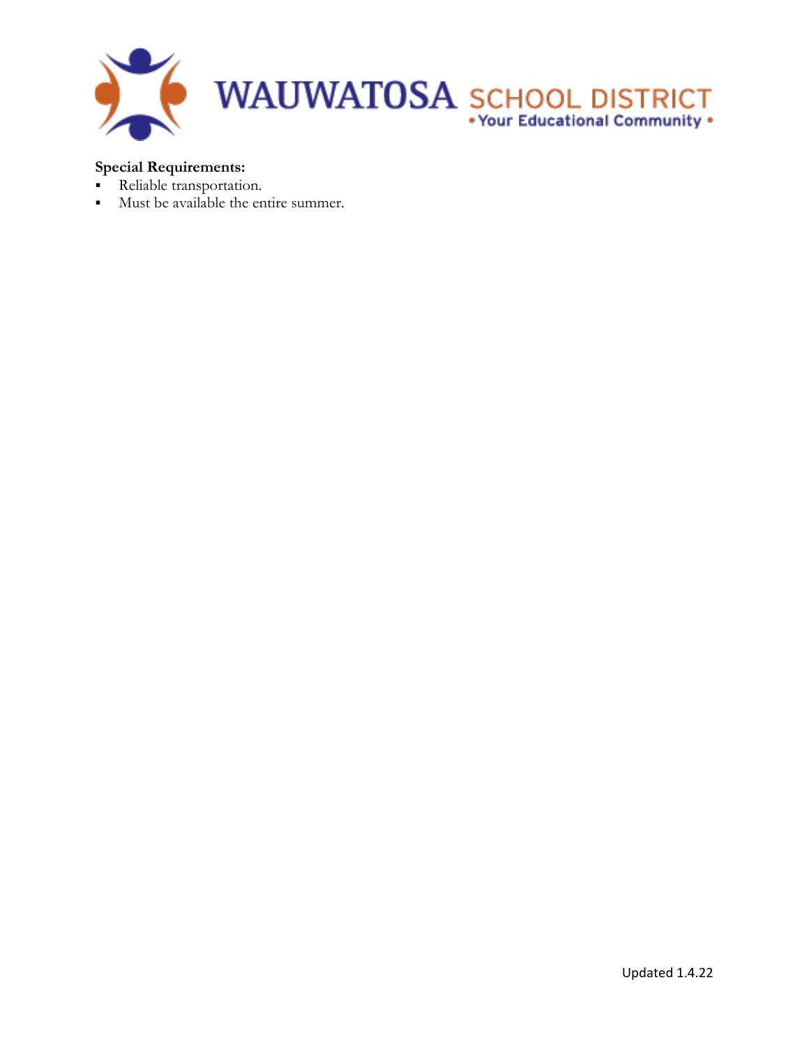**Special Requirements:**

- Reliable transportation.
- Must be available the entire summer.

Updated 1.4.22